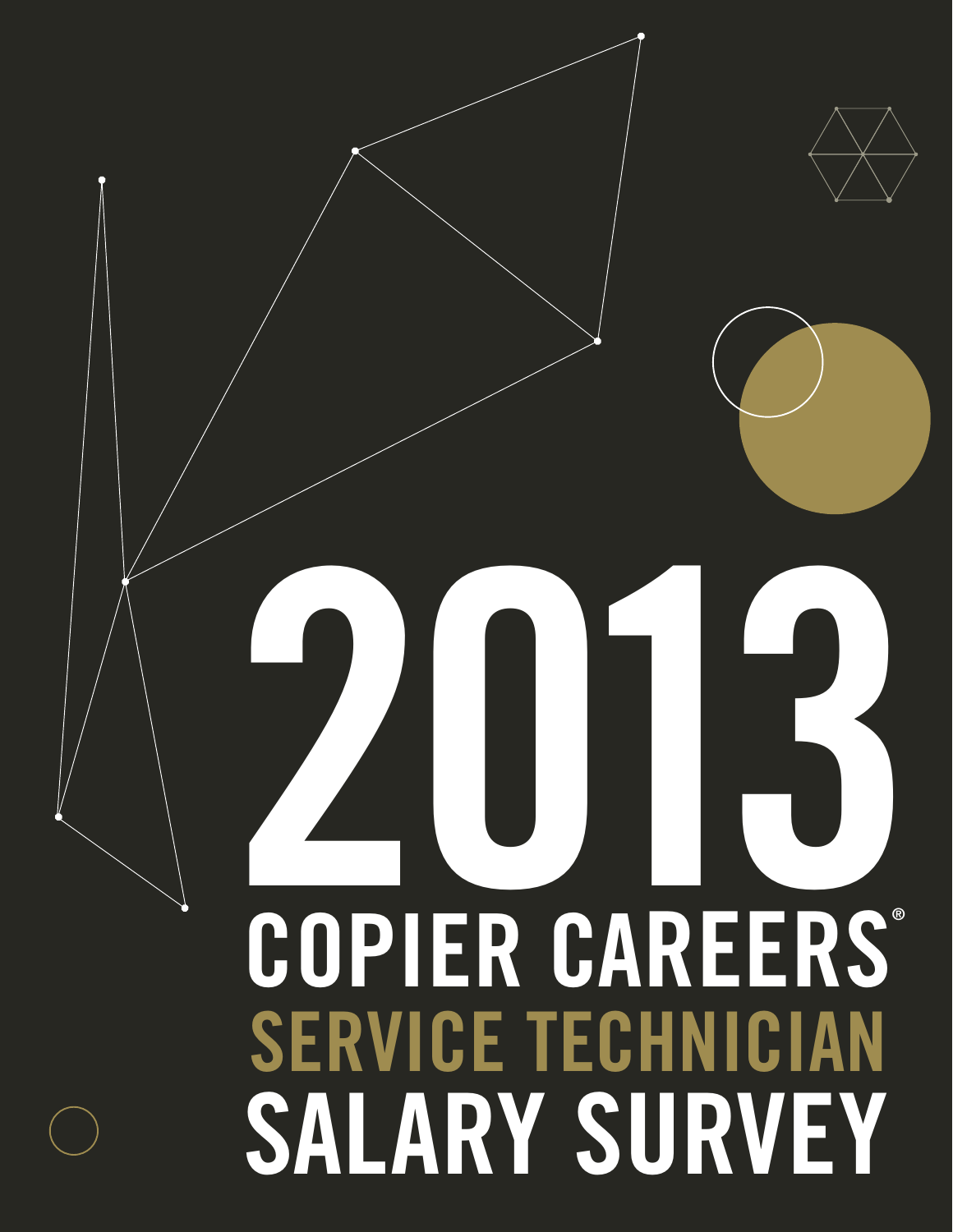# 2013

# COPIER CAREERS®

## SERVICE TECHNICIAN

# SALARY SURVEY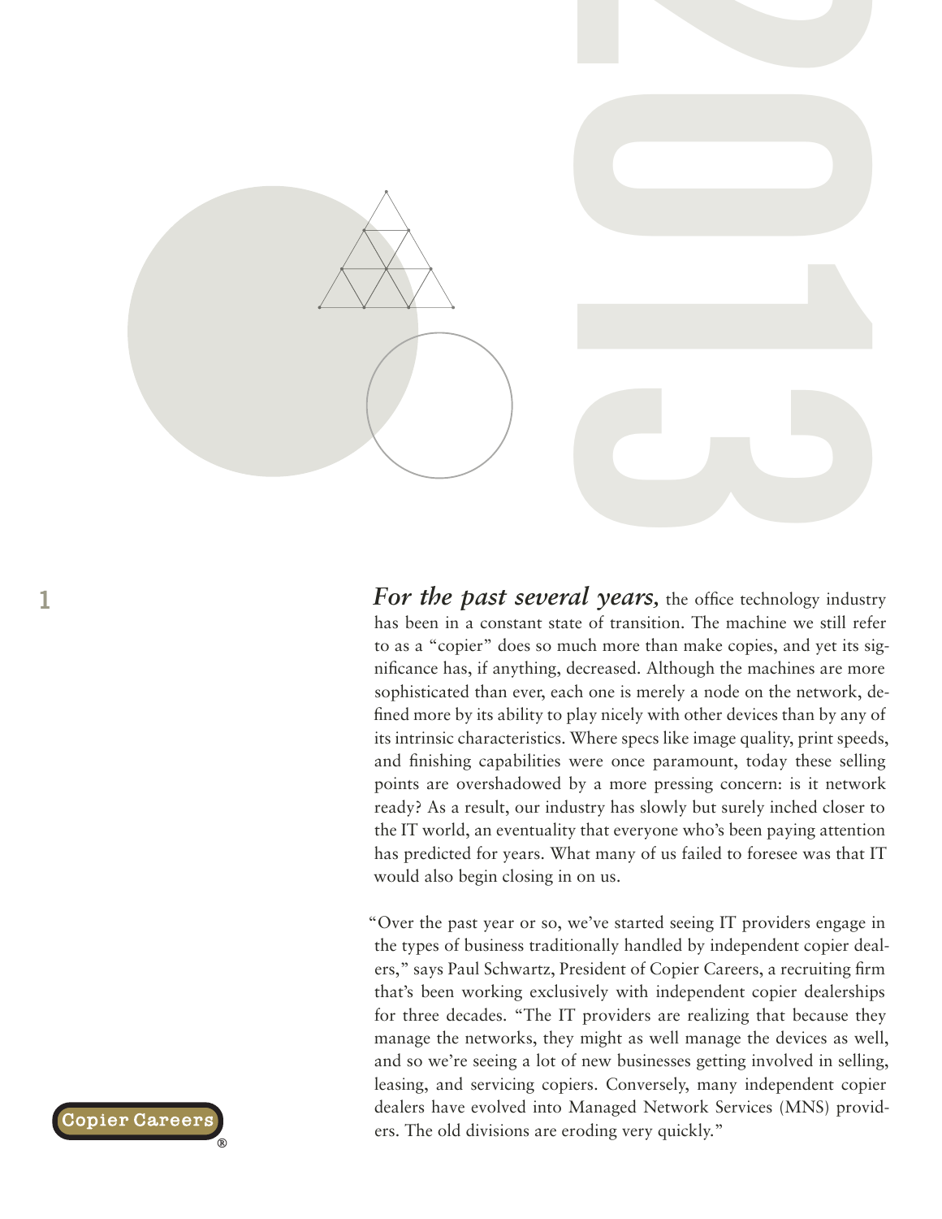***For the past several years,*** the office technology industry has been in a constant state of transition. The machine we still refer to as a "copier" does so much more than make copies, and yet its significance has, if anything, decreased. Although the machines are more sophisticated than ever, each one is merely a node on the network, defined more by its ability to play nicely with other devices than by any of its intrinsic characteristics. Where specs like image quality, print speeds, and finishing capabilities were once paramount, today these selling points are overshadowed by a more pressing concern: is it network ready? As a result, our industry has slowly but surely inched closer to the IT world, an eventuality that everyone who's been paying attention has predicted for years. What many of us failed to foresee was that IT would also begin closing in on us.

"Over the past year or so, we've started seeing IT providers engage in the types of business traditionally handled by independent copier dealers," says Paul Schwartz, President of Copier Careers, a recruiting firm that's been working exclusively with independent copier dealerships for three decades. "The IT providers are realizing that because they manage the networks, they might as well manage the devices as well, and so we're seeing a lot of new businesses getting involved in selling, leasing, and servicing copiers. Conversely, many independent copier dealers have evolved into Managed Network Services (MNS) providers. The old divisions are eroding very quickly."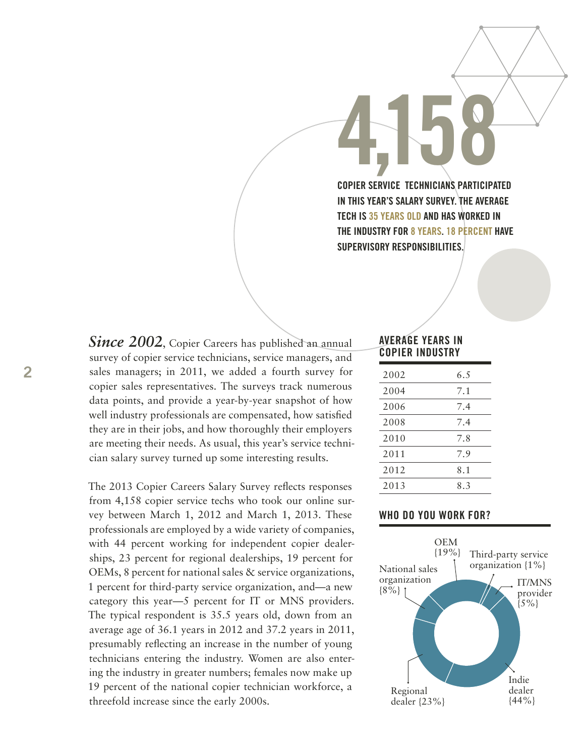# 4,158

**COPIER SERVICE TECHNICIANS PARTICIPATED IN THIS YEAR'S SALARY SURVEY. THE AVERAGE TECH IS 35 YEARS OLD AND HAS WORKED IN THE INDUSTRY FOR 8 YEARS. 18 PERCENT HAVE SUPERVISORY RESPONSIBILITIES.**

***Since 2002***, Copier Careers has published an annual survey of copier service technicians, service managers, and sales managers; in 2011, we added a fourth survey for copier sales representatives. The surveys track numerous data points, and provide a year-by-year snapshot of how well industry professionals are compensated, how satisfied they are in their jobs, and how thoroughly their employers are meeting their needs. As usual, this year's service technician salary survey turned up some interesting results.

The 2013 Copier Careers Salary Survey reflects responses from 4,158 copier service techs who took our online survey between March 1, 2012 and March 1, 2013. These professionals are employed by a wide variety of companies, with 44 percent working for independent copier dealerships, 23 percent for regional dealerships, 19 percent for OEMs, 8 percent for national sales & service organizations, 1 percent for third-party service organization, and—a new category this year—5 percent for IT or MNS providers. The typical respondent is 35.5 years old, down from an average age of 36.1 years in 2012 and 37.2 years in 2011, presumably reflecting an increase in the number of young technicians entering the industry. Women are also entering the industry in greater numbers; females now make up 19 percent of the national copier technician workforce, a threefold increase since the early 2000s.

### AVERAGE YEARS IN COPIER INDUSTRY

| Year | Years |
|---|---|
| 2002 | 6.5 |
| 2004 | 7.1 |
| 2006 | 7.4 |
| 2008 | 7.4 |
| 2010 | 7.8 |
| 2011 | 7.9 |
| 2012 | 8.1 |
| 2013 | 8.3 |

### WHO DO YOU WORK FOR?

- OEM {19%}
- Third-party service organization {1%}
- IT/MNS provider {5%}
- Indie dealer {44%}
- Regional dealer {23%}
- National sales organization {8%}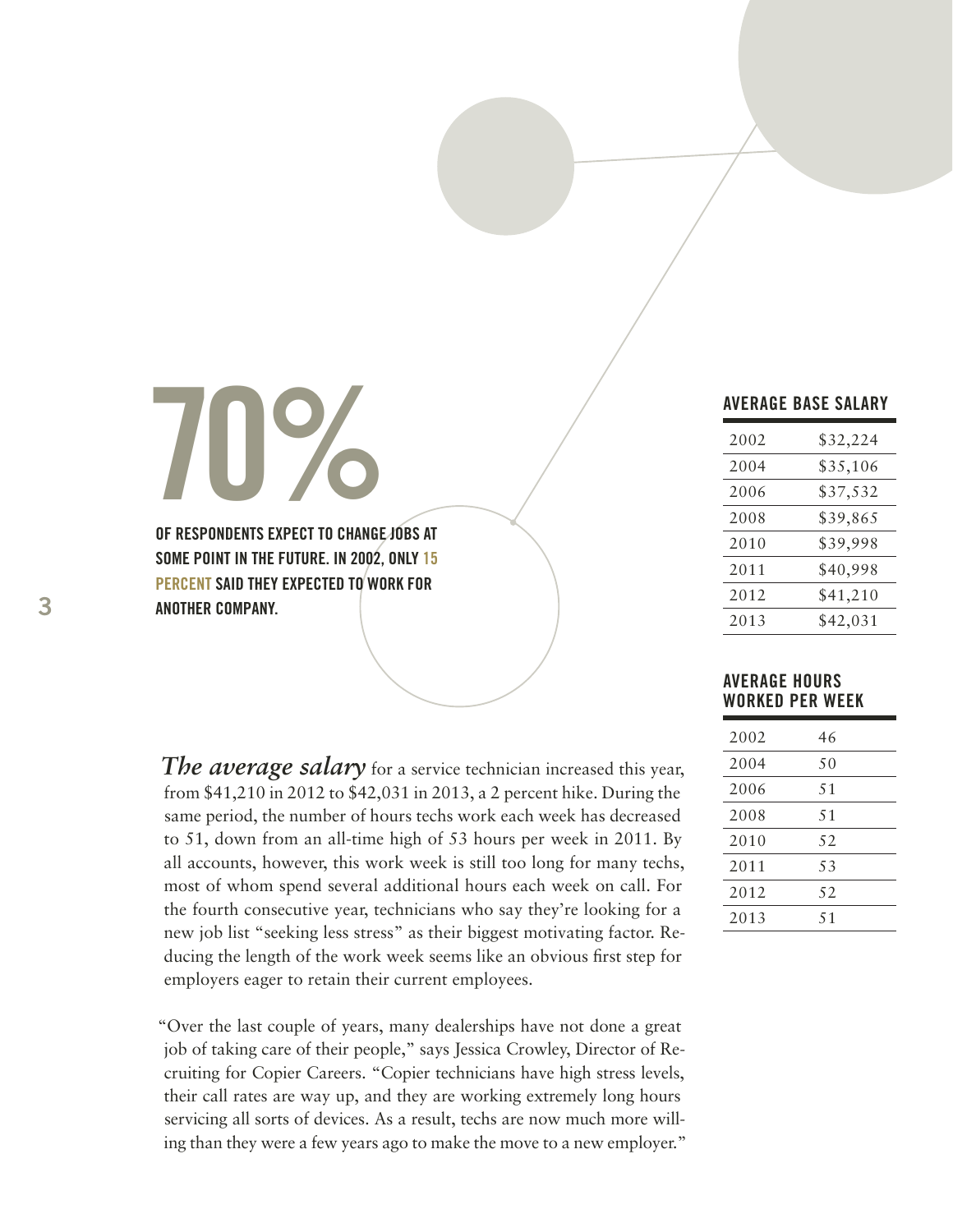# 70%

**OF RESPONDENTS EXPECT TO CHANGE JOBS AT SOME POINT IN THE FUTURE. IN 2002, ONLY 15 PERCENT SAID THEY EXPECTED TO WORK FOR ANOTHER COMPANY.**

### AVERAGE BASE SALARY

| Year | Salary |
|---|---|
| 2002 | $32,224 |
| 2004 | $35,106 |
| 2006 | $37,532 |
| 2008 | $39,865 |
| 2010 | $39,998 |
| 2011 | $40,998 |
| 2012 | $41,210 |
| 2013 | $42,031 |

### AVERAGE HOURS WORKED PER WEEK

| Year | Hours |
|---|---|
| 2002 | 46 |
| 2004 | 50 |
| 2006 | 51 |
| 2008 | 51 |
| 2010 | 52 |
| 2011 | 53 |
| 2012 | 52 |
| 2013 | 51 |

***The average salary*** for a service technician increased this year, from $41,210 in 2012 to $42,031 in 2013, a 2 percent hike. During the same period, the number of hours techs work each week has decreased to 51, down from an all-time high of 53 hours per week in 2011. By all accounts, however, this work week is still too long for many techs, most of whom spend several additional hours each week on call. For the fourth consecutive year, technicians who say they're looking for a new job list "seeking less stress" as their biggest motivating factor. Reducing the length of the work week seems like an obvious first step for employers eager to retain their current employees.

"Over the last couple of years, many dealerships have not done a great job of taking care of their people," says Jessica Crowley, Director of Recruiting for Copier Careers. "Copier technicians have high stress levels, their call rates are way up, and they are working extremely long hours servicing all sorts of devices. As a result, techs are now much more willing than they were a few years ago to make the move to a new employer."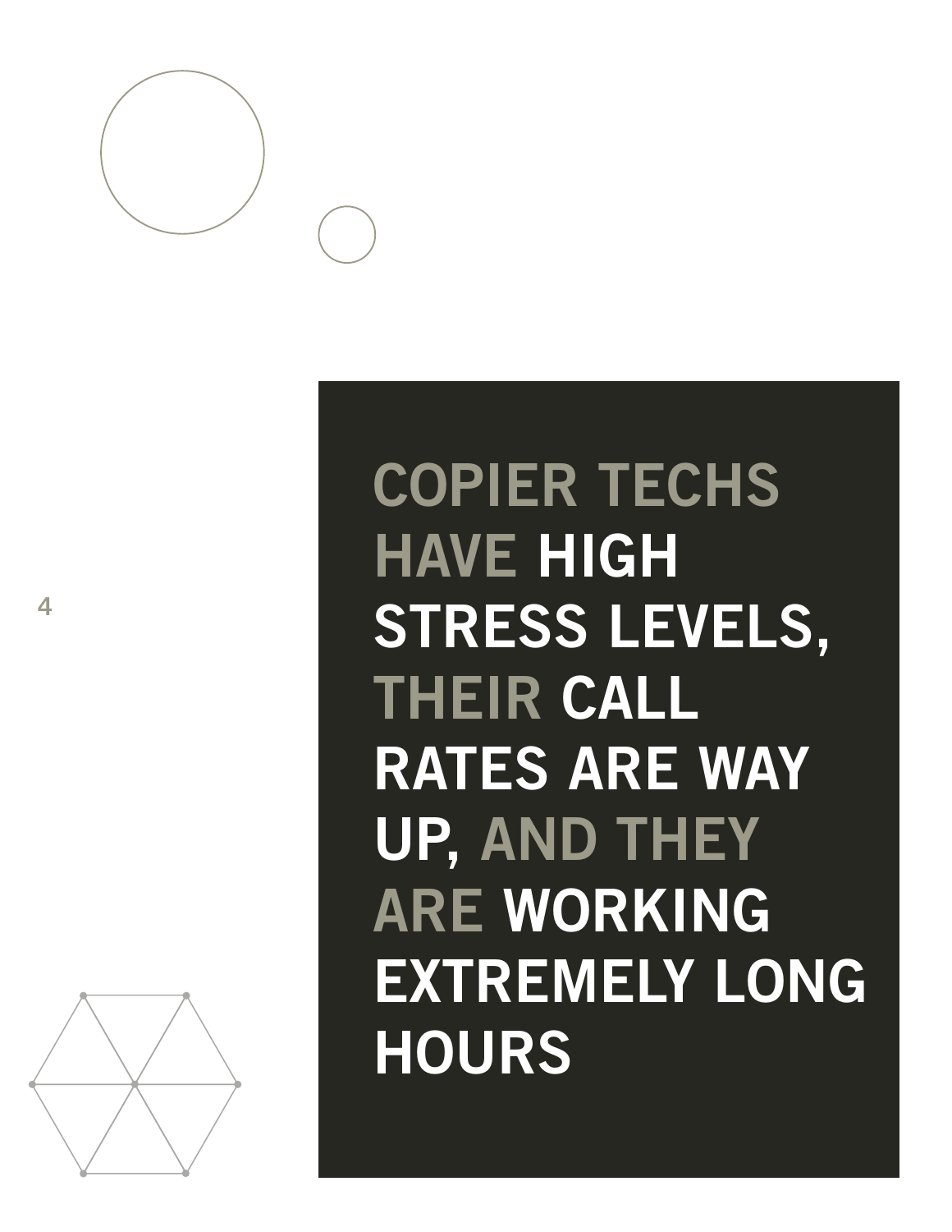# COPIER TECHS HAVE HIGH STRESS LEVELS, THEIR CALL RATES ARE WAY UP, AND THEY ARE WORKING EXTREMELY LONG HOURS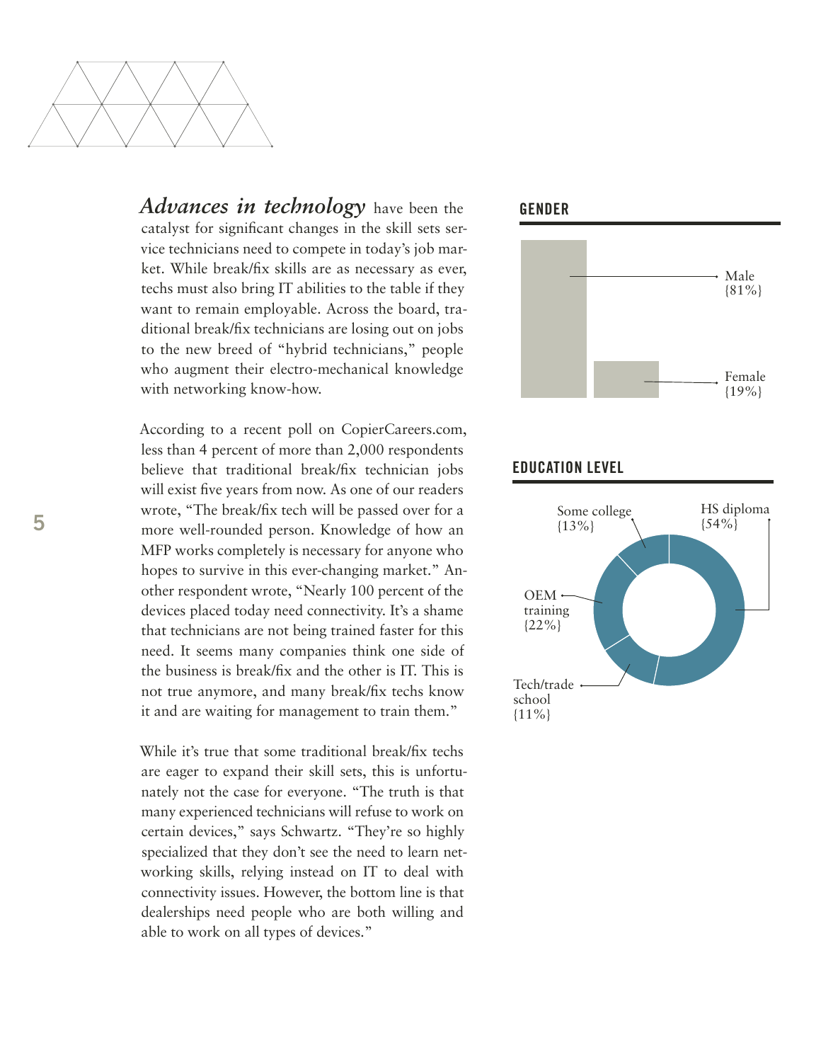***Advances in technology*** have been the catalyst for significant changes in the skill sets service technicians need to compete in today's job market. While break/fix skills are as necessary as ever, techs must also bring IT abilities to the table if they want to remain employable. Across the board, traditional break/fix technicians are losing out on jobs to the new breed of "hybrid technicians," people who augment their electro-mechanical knowledge with networking know-how.

According to a recent poll on CopierCareers.com, less than 4 percent of more than 2,000 respondents believe that traditional break/fix technician jobs will exist five years from now. As one of our readers wrote, "The break/fix tech will be passed over for a more well-rounded person. Knowledge of how an MFP works completely is necessary for anyone who hopes to survive in this ever-changing market." Another respondent wrote, "Nearly 100 percent of the devices placed today need connectivity. It's a shame that technicians are not being trained faster for this need. It seems many companies think one side of the business is break/fix and the other is IT. This is not true anymore, and many break/fix techs know it and are waiting for management to train them."

While it's true that some traditional break/fix techs are eager to expand their skill sets, this is unfortunately not the case for everyone. "The truth is that many experienced technicians will refuse to work on certain devices," says Schwartz. "They're so highly specialized that they don't see the need to learn networking skills, relying instead on IT to deal with connectivity issues. However, the bottom line is that dealerships need people who are both willing and able to work on all types of devices."

## GENDER

| Gender | Percent |
|---|---|
| Male | {81%} |
| Female | {19%} |

## EDUCATION LEVEL

| Education level | Percent |
|---|---|
| HS diploma | {54%} |
| Some college | {13%} |
| OEM training | {22%} |
| Tech/trade school | {11%} |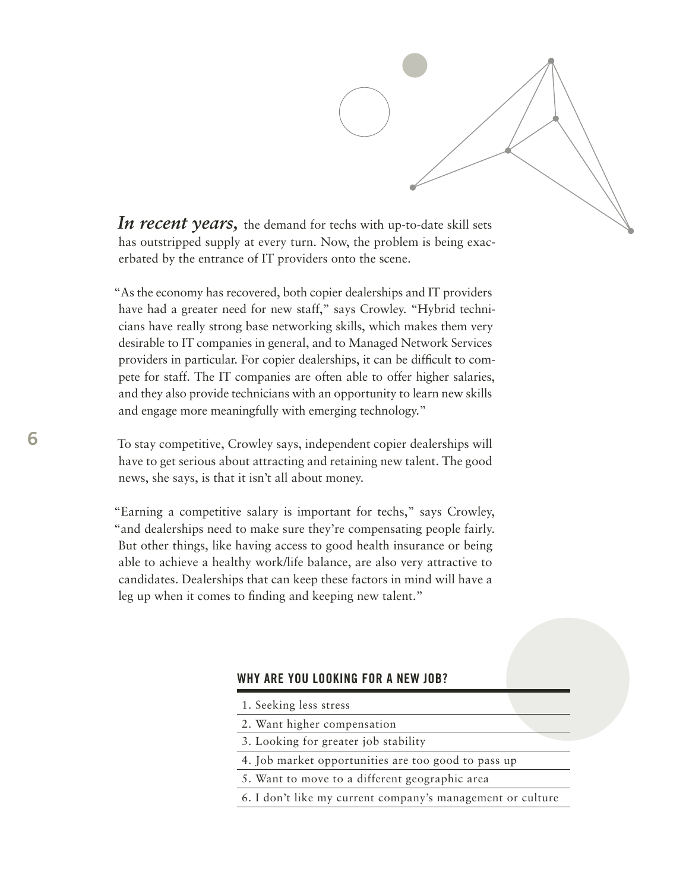***In recent years,*** the demand for techs with up-to-date skill sets has outstripped supply at every turn. Now, the problem is being exacerbated by the entrance of IT providers onto the scene.

"As the economy has recovered, both copier dealerships and IT providers have had a greater need for new staff," says Crowley. "Hybrid technicians have really strong base networking skills, which makes them very desirable to IT companies in general, and to Managed Network Services providers in particular. For copier dealerships, it can be difficult to compete for staff. The IT companies are often able to offer higher salaries, and they also provide technicians with an opportunity to learn new skills and engage more meaningfully with emerging technology."

To stay competitive, Crowley says, independent copier dealerships will have to get serious about attracting and retaining new talent. The good news, she says, is that it isn't all about money.

"Earning a competitive salary is important for techs," says Crowley, "and dealerships need to make sure they're compensating people fairly. But other things, like having access to good health insurance or being able to achieve a healthy work/life balance, are also very attractive to candidates. Dealerships that can keep these factors in mind will have a leg up when it comes to finding and keeping new talent."

#### WHY ARE YOU LOOKING FOR A NEW JOB?

1. Seeking less stress
2. Want higher compensation
3. Looking for greater job stability
4. Job market opportunities are too good to pass up
5. Want to move to a different geographic area
6. I don't like my current company's management or culture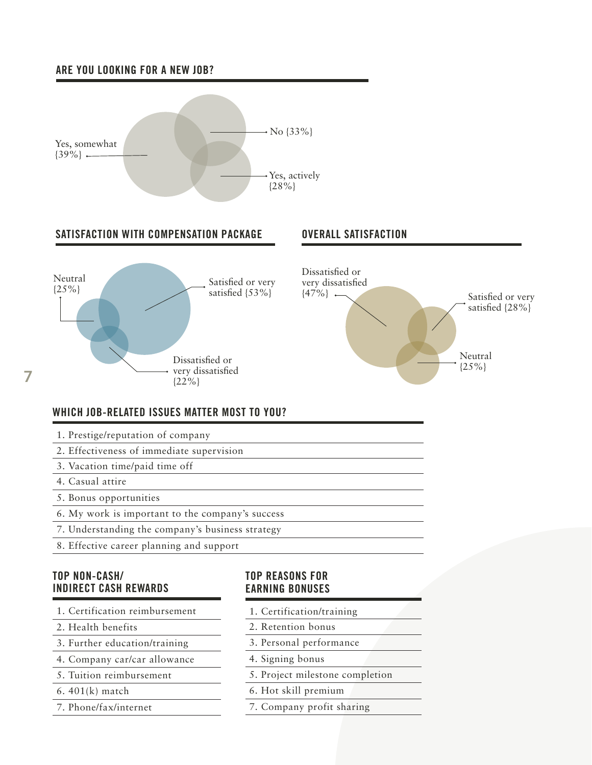## ARE YOU LOOKING FOR A NEW JOB?

- Yes, somewhat {39%}
- No {33%}
- Yes, actively {28%}

## SATISFACTION WITH COMPENSATION PACKAGE

- Satisfied or very satisfied {53%}
- Neutral {25%}
- Dissatisfied or very dissatisfied {22%}

## OVERALL SATISFACTION

- Dissatisfied or very dissatisfied {47%}
- Satisfied or very satisfied {28%}
- Neutral {25%}

## WHICH JOB-RELATED ISSUES MATTER MOST TO YOU?

1. Prestige/reputation of company
2. Effectiveness of immediate supervision
3. Vacation time/paid time off
4. Casual attire
5. Bonus opportunities
6. My work is important to the company's success
7. Understanding the company's business strategy
8. Effective career planning and support

## TOP NON-CASH/ INDIRECT CASH REWARDS

1. Certification reimbursement
2. Health benefits
3. Further education/training
4. Company car/car allowance
5. Tuition reimbursement
6. 401(k) match
7. Phone/fax/internet

## TOP REASONS FOR EARNING BONUSES

1. Certification/training
2. Retention bonus
3. Personal performance
4. Signing bonus
5. Project milestone completion
6. Hot skill premium
7. Company profit sharing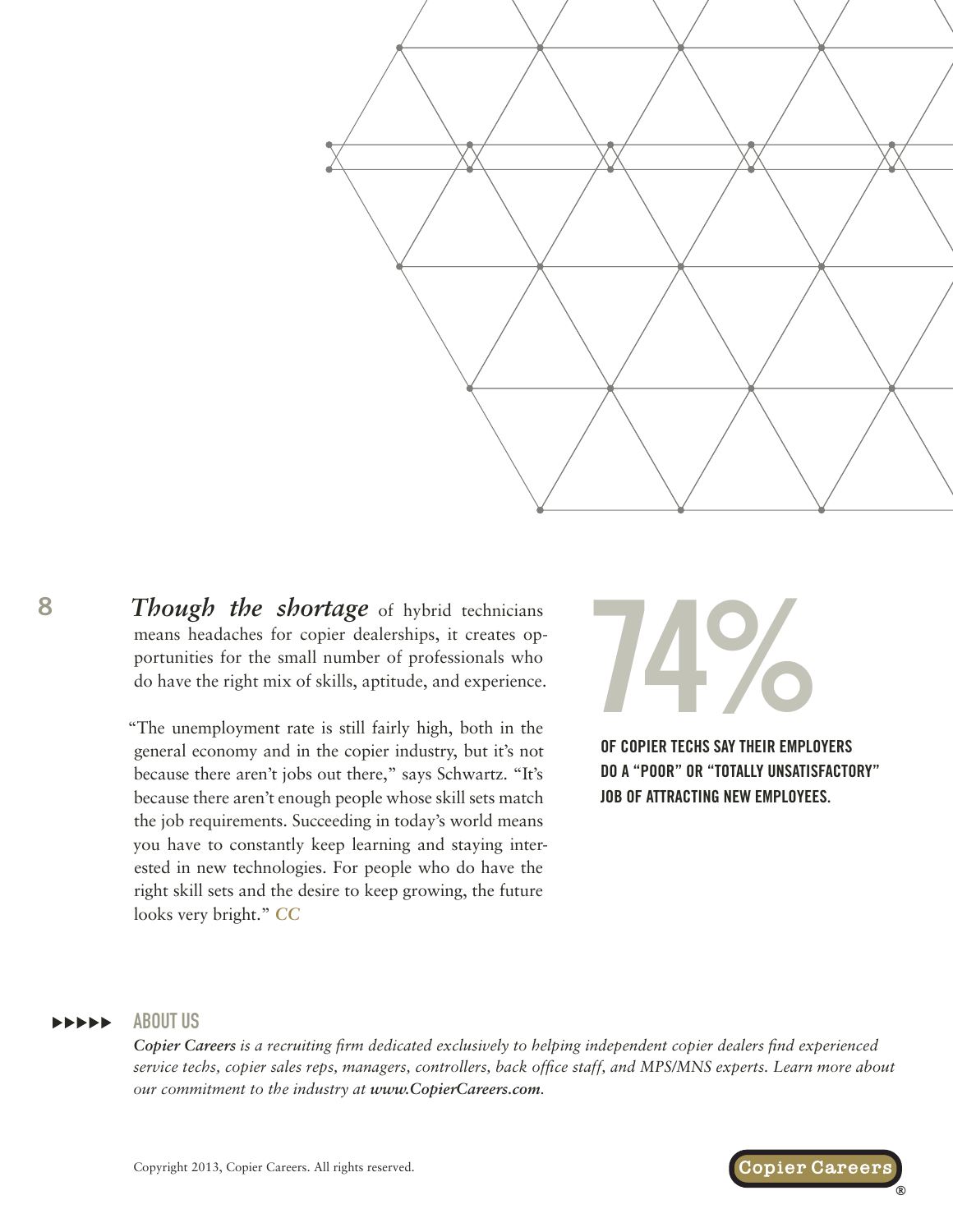***Though the shortage*** of hybrid technicians means headaches for copier dealerships, it creates opportunities for the small number of professionals who do have the right mix of skills, aptitude, and experience.

"The unemployment rate is still fairly high, both in the general economy and in the copier industry, but it's not because there aren't jobs out there," says Schwartz. "It's because there aren't enough people whose skill sets match the job requirements. Succeeding in today's world means you have to constantly keep learning and staying interested in new technologies. For people who do have the right skill sets and the desire to keep growing, the future looks very bright." **CC**

# 74%

**OF COPIER TECHS SAY THEIR EMPLOYERS DO A "POOR" OR "TOTALLY UNSATISFACTORY" JOB OF ATTRACTING NEW EMPLOYEES.**

## ABOUT US

*__Copier Careers__ is a recruiting firm dedicated exclusively to helping independent copier dealers find experienced service techs, copier sales reps, managers, controllers, back office staff, and MPS/MNS experts. Learn more about our commitment to the industry at __www.CopierCareers.com__.*

Copyright 2013, Copier Careers. All rights reserved.

Copier Careers®